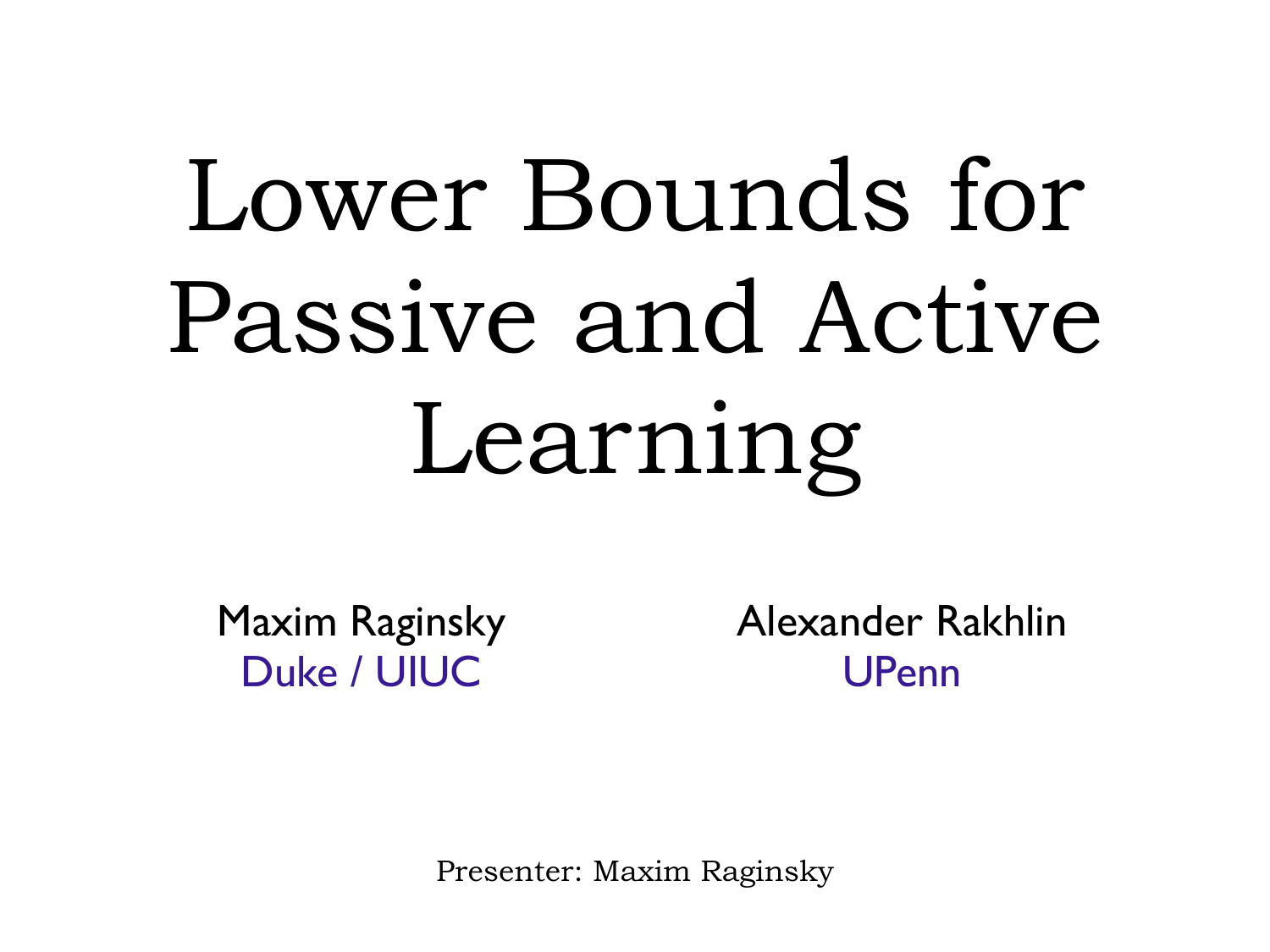# Lower Bounds for Passive and Active Learning

Maxim Raginsky
Duke / UIUC

Alexander Rakhlin
UPenn

Presenter: Maxim Raginsky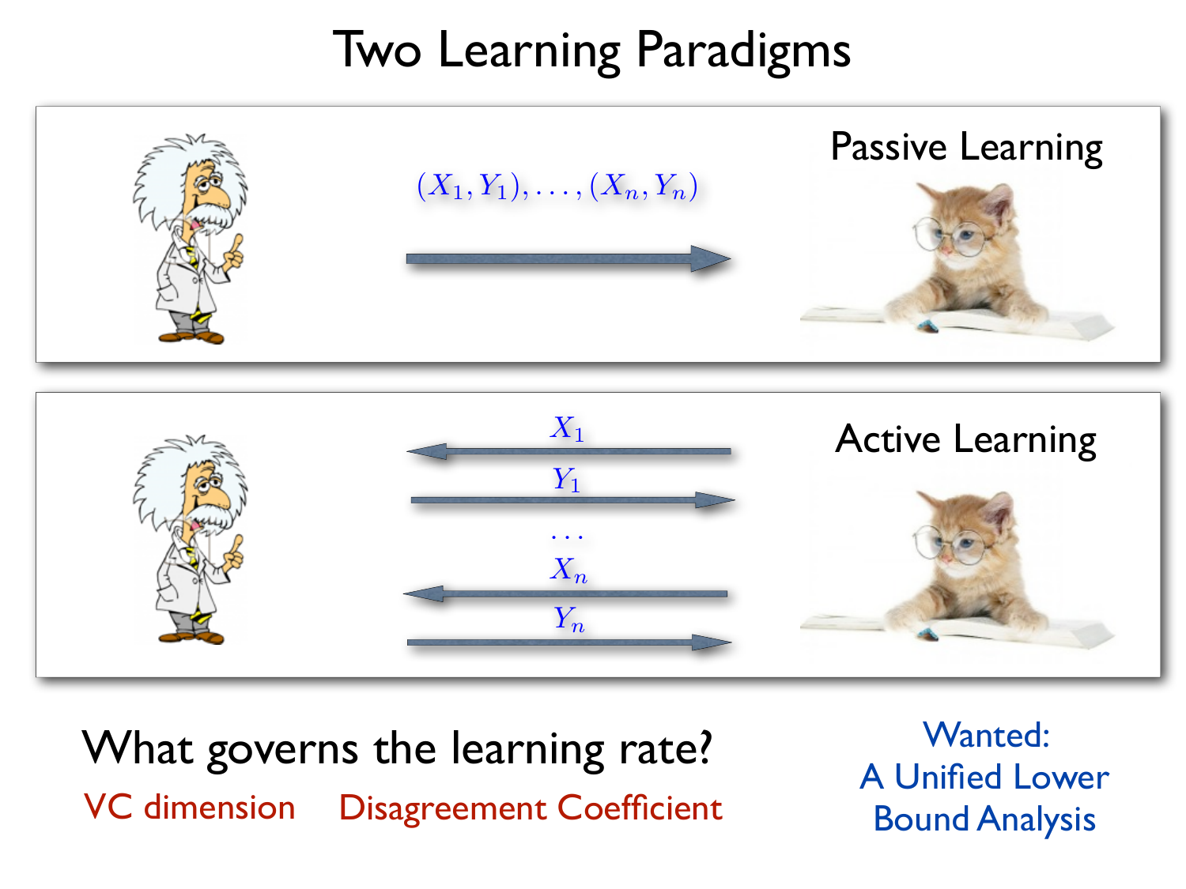# Two Learning Paradigms

## Passive Learning

$(X_1, Y_1), \ldots, (X_n, Y_n)$

## Active Learning

$X_1$

$Y_1$

$\ldots$

$X_n$

$Y_n$

**What governs the learning rate?**

VC dimension    Disagreement Coefficient

Wanted:
A Unified Lower Bound Analysis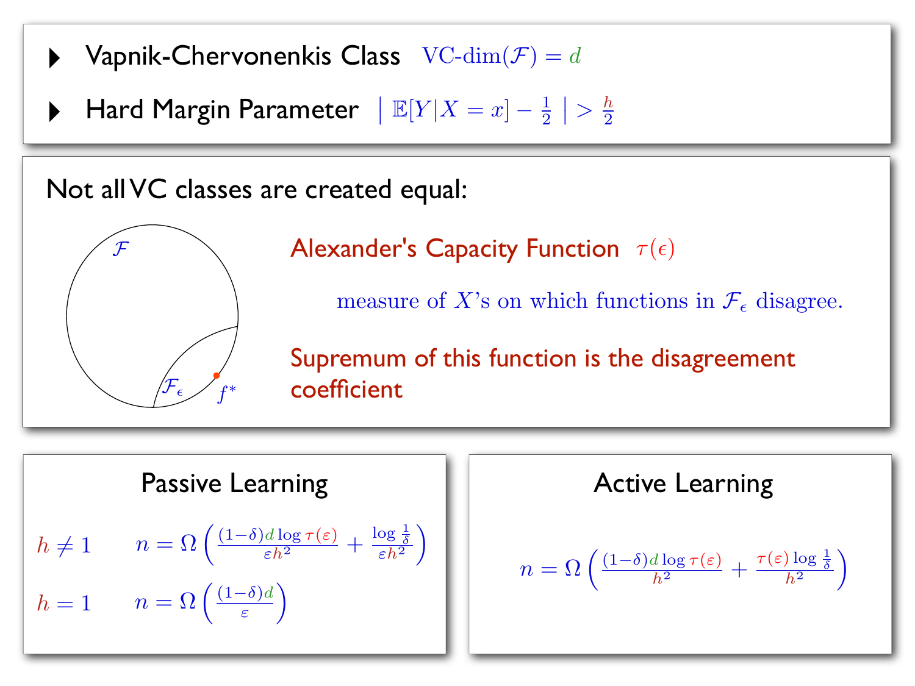- Vapnik-Chervonenkis Class $\text{VC-dim}(\mathcal{F}) = d$
- Hard Margin Parameter $\left| \mathbb{E}[Y|X=x] - \frac{1}{2} \right| > \frac{h}{2}$

Not all VC classes are created equal:

$\mathcal{F}$

$\mathcal{F}_\epsilon$

$f^*$

Alexander's Capacity Function $\tau(\epsilon)$

measure of $X$'s on which functions in $\mathcal{F}_\epsilon$ disagree.

Supremum of this function is the disagreement coefficient

## Passive Learning

$h \neq 1$ $\quad n = \Omega\left( \frac{(1-\delta) d \log \tau(\varepsilon)}{\varepsilon h^2} + \frac{\log \frac{1}{\delta}}{\varepsilon h^2} \right)$

$h = 1$ $\quad n = \Omega\left( \frac{(1-\delta) d}{\varepsilon} \right)$

## Active Learning

$$n = \Omega\left( \frac{(1-\delta) d \log \tau(\varepsilon)}{h^2} + \frac{\tau(\varepsilon) \log \frac{1}{\delta}}{h^2} \right)$$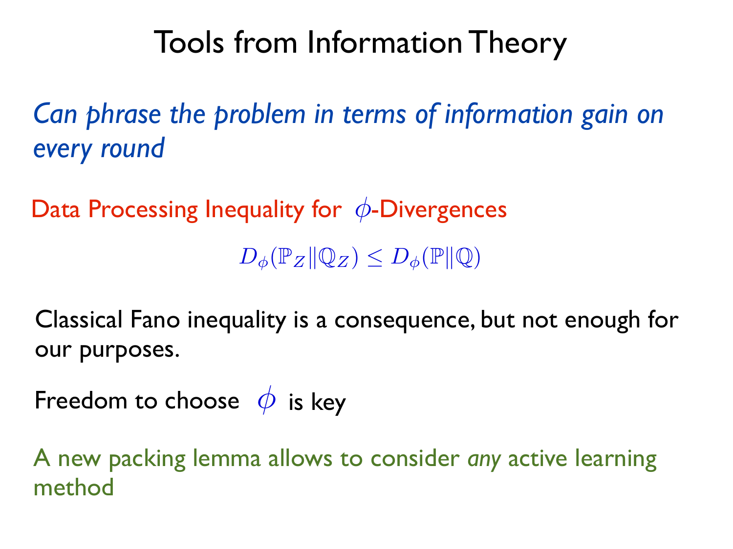# Tools from Information Theory

*Can phrase the problem in terms of information gain on every round*

Data Processing Inequality for $\phi$-Divergences

$$D_\phi(\mathbb{P}_Z \| \mathbb{Q}_Z) \leq D_\phi(\mathbb{P} \| \mathbb{Q})$$

Classical Fano inequality is a consequence, but not enough for our purposes.

Freedom to choose $\phi$ is key

A new packing lemma allows to consider *any* active learning method